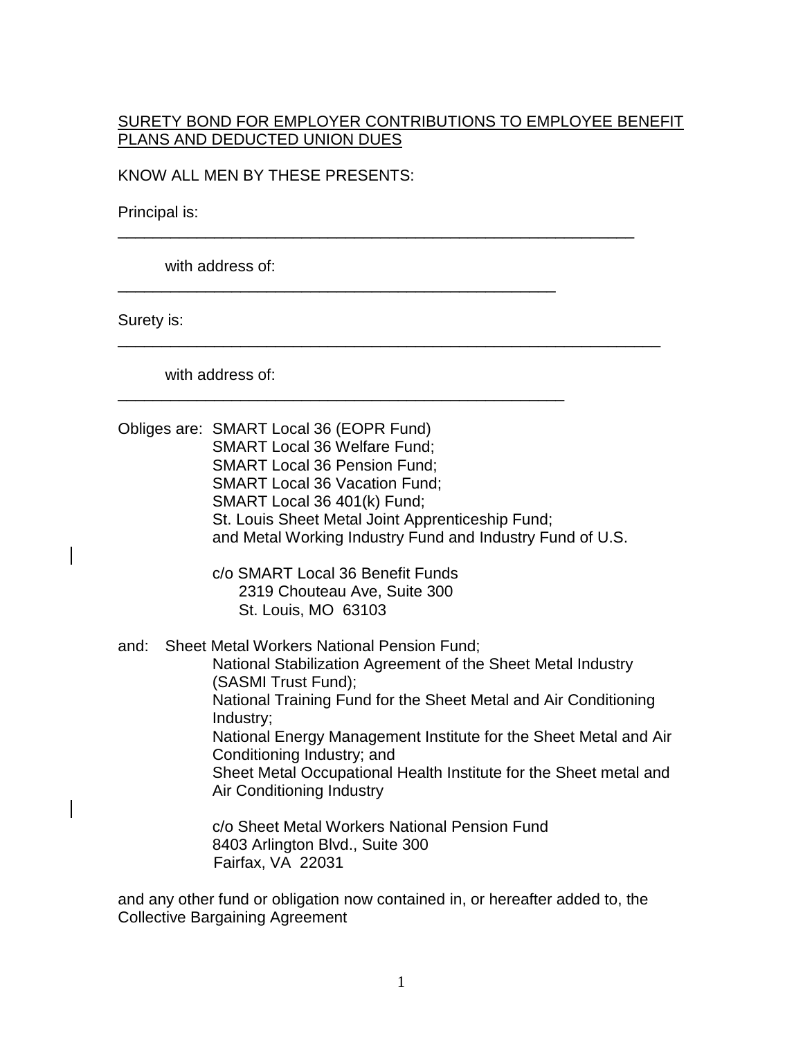SURETY BOND FOR EMPLOYER CONTRIBUTIONS TO EMPLOYEE BENEFIT PLANS AND DEDUCTED UNION DUES

KNOW ALL MEN BY THESE PRESENTS:

Principal is:

\_\_\_\_\_\_\_\_\_\_\_\_\_\_\_\_\_\_\_\_\_\_\_\_\_\_\_\_\_\_\_\_\_\_\_\_\_\_\_\_\_\_\_\_\_\_\_\_\_\_\_\_\_\_\_\_\_\_\_\_

with address of:

\_\_\_\_\_\_\_\_\_\_\_\_\_\_\_\_\_\_\_\_\_\_\_\_\_\_\_\_\_\_\_\_\_\_\_\_\_\_\_\_\_\_\_\_\_\_\_\_\_\_\_

Surety is:

\_\_\_\_\_\_\_\_\_\_\_\_\_\_\_\_\_\_\_\_\_\_\_\_\_\_\_\_\_\_\_\_\_\_\_\_\_\_\_\_\_\_\_\_\_\_\_\_\_\_\_\_\_\_\_\_\_\_\_\_\_\_\_

with address of:

\_\_\_\_\_\_\_\_\_\_\_\_\_\_\_\_\_\_\_\_\_\_\_\_\_\_\_\_\_\_\_\_\_\_\_\_\_\_\_\_\_\_\_\_\_\_\_\_\_\_\_\_

Obliges are: SMART Local 36 (EOPR Fund)
SMART Local 36 Welfare Fund;
SMART Local 36 Pension Fund;
SMART Local 36 Vacation Fund;
SMART Local 36 401(k) Fund;
St. Louis Sheet Metal Joint Apprenticeship Fund;
and Metal Working Industry Fund and Industry Fund of U.S.

c/o SMART Local 36 Benefit Funds
2319 Chouteau Ave, Suite 300
St. Louis, MO 63103

and: Sheet Metal Workers National Pension Fund;
National Stabilization Agreement of the Sheet Metal Industry (SASMI Trust Fund);
National Training Fund for the Sheet Metal and Air Conditioning Industry;
National Energy Management Institute for the Sheet Metal and Air Conditioning Industry; and
Sheet Metal Occupational Health Institute for the Sheet metal and Air Conditioning Industry

c/o Sheet Metal Workers National Pension Fund
8403 Arlington Blvd., Suite 300
Fairfax, VA 22031

and any other fund or obligation now contained in, or hereafter added to, the Collective Bargaining Agreement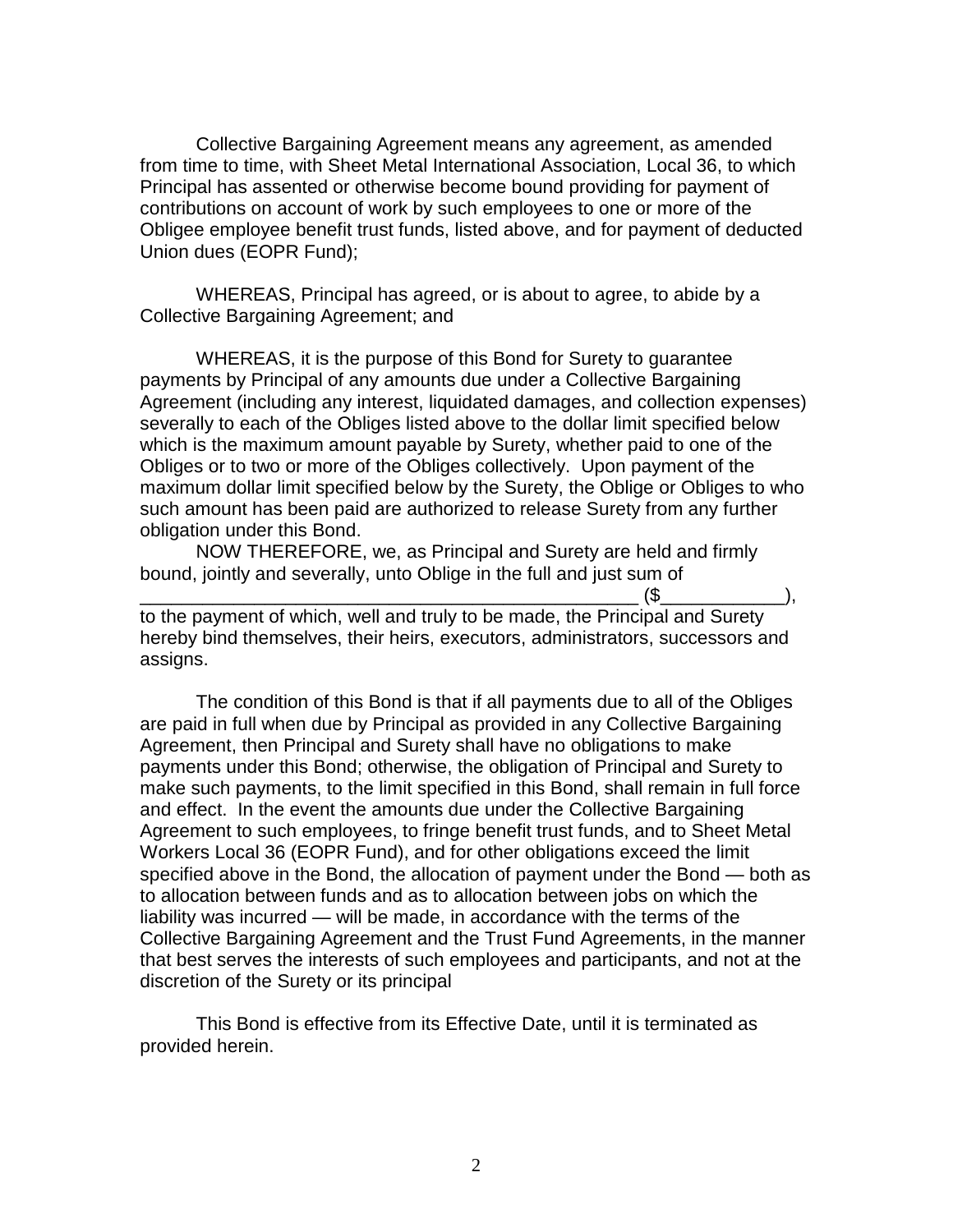Collective Bargaining Agreement means any agreement, as amended from time to time, with Sheet Metal International Association, Local 36, to which Principal has assented or otherwise become bound providing for payment of contributions on account of work by such employees to one or more of the Obligee employee benefit trust funds, listed above, and for payment of deducted Union dues (EOPR Fund);

WHEREAS, Principal has agreed, or is about to agree, to abide by a Collective Bargaining Agreement; and

WHEREAS, it is the purpose of this Bond for Surety to guarantee payments by Principal of any amounts due under a Collective Bargaining Agreement (including any interest, liquidated damages, and collection expenses) severally to each of the Obliges listed above to the dollar limit specified below which is the maximum amount payable by Surety, whether paid to one of the Obliges or to two or more of the Obliges collectively. Upon payment of the maximum dollar limit specified below by the Surety, the Oblige or Obliges to who such amount has been paid are authorized to release Surety from any further obligation under this Bond.

NOW THEREFORE, we, as Principal and Surety are held and firmly bound, jointly and severally, unto Oblige in the full and just sum of \_\_\_\_\_\_\_\_\_\_\_\_\_\_\_\_\_\_\_\_\_\_\_\_\_\_\_\_\_\_\_\_\_\_\_\_\_\_\_\_\_\_\_\_\_\_\_\_ ($\_\_\_\_\_\_\_\_\_\_\_\_), to the payment of which, well and truly to be made, the Principal and Surety hereby bind themselves, their heirs, executors, administrators, successors and assigns.

The condition of this Bond is that if all payments due to all of the Obliges are paid in full when due by Principal as provided in any Collective Bargaining Agreement, then Principal and Surety shall have no obligations to make payments under this Bond; otherwise, the obligation of Principal and Surety to make such payments, to the limit specified in this Bond, shall remain in full force and effect. In the event the amounts due under the Collective Bargaining Agreement to such employees, to fringe benefit trust funds, and to Sheet Metal Workers Local 36 (EOPR Fund), and for other obligations exceed the limit specified above in the Bond, the allocation of payment under the Bond — both as to allocation between funds and as to allocation between jobs on which the liability was incurred — will be made, in accordance with the terms of the Collective Bargaining Agreement and the Trust Fund Agreements, in the manner that best serves the interests of such employees and participants, and not at the discretion of the Surety or its principal

This Bond is effective from its Effective Date, until it is terminated as provided herein.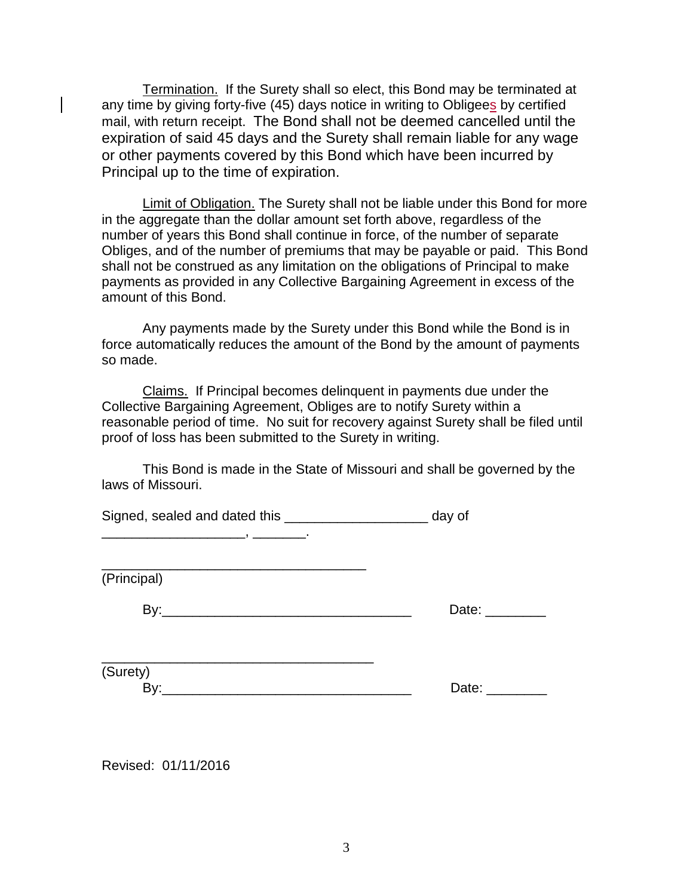Termination. If the Surety shall so elect, this Bond may be terminated at any time by giving forty-five (45) days notice in writing to Obligees by certified mail, with return receipt. The Bond shall not be deemed cancelled until the expiration of said 45 days and the Surety shall remain liable for any wage or other payments covered by this Bond which have been incurred by Principal up to the time of expiration.

Limit of Obligation. The Surety shall not be liable under this Bond for more in the aggregate than the dollar amount set forth above, regardless of the number of years this Bond shall continue in force, of the number of separate Obliges, and of the number of premiums that may be payable or paid. This Bond shall not be construed as any limitation on the obligations of Principal to make payments as provided in any Collective Bargaining Agreement in excess of the amount of this Bond.

Any payments made by the Surety under this Bond while the Bond is in force automatically reduces the amount of the Bond by the amount of payments so made.

Claims. If Principal becomes delinquent in payments due under the Collective Bargaining Agreement, Obliges are to notify Surety within a reasonable period of time. No suit for recovery against Surety shall be filed until proof of loss has been submitted to the Surety in writing.

This Bond is made in the State of Missouri and shall be governed by the laws of Missouri.

Signed, sealed and dated this ___________________ day of ___________________, _______.

___________________________________
(Principal)

By:_________________________________ Date: ________

____________________________________
(Surety)

By:_________________________________ Date: ________

Revised: 01/11/2016